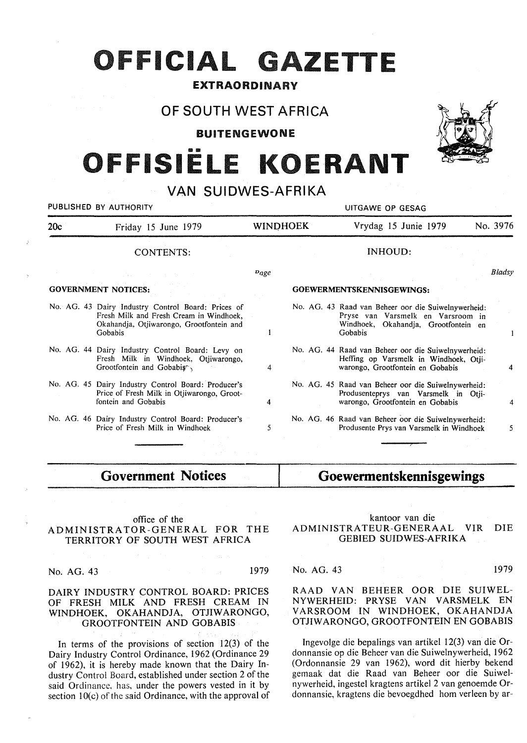# OFFICIAL GAZETTE

**EXTRAORDINARY**

## OF SOUTH WEST AFRICA

**BUITENGEWONE**

# OFFISIËLE KOERANT

## VAN SUIDWES-AFRIKA

PUBLISHED BY AUTHORITY — UITGAWE OP GESAG

20c — Friday 15 June 1979 — WINDHOEK — Vrydag 15 Junie 1979 — No. 3976

| CONTENTS: | Page |
|---|---|
| **GOVERNMENT NOTICES:** | |
| No. AG. 43 Dairy Industry Control Board: Prices of Fresh Milk and Fresh Cream in Windhoek, Okahandja, Otjiwarongo, Grootfontein and Gobabis | 1 |
| No. AG. 44 Dairy Industry Control Board: Levy on Fresh Milk in Windhoek, Otjiwarongo, Grootfontein and Gobabis | 4 |
| No. AG. 45 Dairy Industry Control Board: Producer's Price of Fresh Milk in Otjiwarongo, Grootfontein and Gobabis | 4 |
| No. AG. 46 Dairy Industry Control Board: Producer's Price of Fresh Milk in Windhoek | 5 |

| INHOUD: | Bladsy |
|---|---|
| **GOEWERMENTSKENNISGEWINGS:** | |
| No. AG. 43 Raad van Beheer oor die Suiwelnywerheid: Pryse van Varsmelk en Varsroom in Windhoek, Okahandja, Grootfontein en Gobabis | 1 |
| No. AG. 44 Raad van Beheer oor die Suiwelnywerheid: Heffing op Varsmelk in Windhoek, Otjiwarongo, Grootfontein en Gobabis | 4 |
| No. AG. 45 Raad van Beheer oor die Suiwelnywerheid: Produsenteprys van Varsmelk in Otjiwarongo, Grootfontein en Gobabis | 4 |
| No. AG. 46 Raad van Beheer oor die Suiwelnywerheid: Produsente Prys van Varsmelk in Windhoek | 5 |

## Government Notices

office of the
ADMINISTRATOR-GENERAL FOR THE TERRITORY OF SOUTH WEST AFRICA

No. AG. 43 — 1979

### DAIRY INDUSTRY CONTROL BOARD: PRICES OF FRESH MILK AND FRESH CREAM IN WINDHOEK, OKAHANDJA, OTJIWARONGO, GROOTFONTEIN AND GOBABIS

In terms of the provisions of section 12(3) of the Dairy Industry Control Ordinance, 1962 (Ordinance 29 of 1962), it is hereby made known that the Dairy Industry Control Board, established under section 2 of the said Ordinance, has, under the powers vested in it by section 10(c) of the said Ordinance, with the approval of

## Goewermentskennisgewings

kantoor van die
ADMINISTRATEUR-GENERAAL VIR DIE GEBIED SUIDWES-AFRIKA

No. AG. 43 — 1979

### RAAD VAN BEHEER OOR DIE SUIWELNYWERHEID: PRYSE VAN VARSMELK EN VARSROOM IN WINDHOEK, OKAHANDJA OTJIWARONGO, GROOTFONTEIN EN GOBABIS

Ingevolge die bepalings van artikel 12(3) van die Ordonnansie op die Beheer van die Suiwelnywerheid, 1962 (Ordonnansie 29 van 1962), word dit hierby bekend gemaak dat die Raad van Beheer oor die Suiwelnywerheid, ingestel kragtens artikel 2 van genoemde Ordonnansie, kragtens die bevoegdhed hom verleen by ar-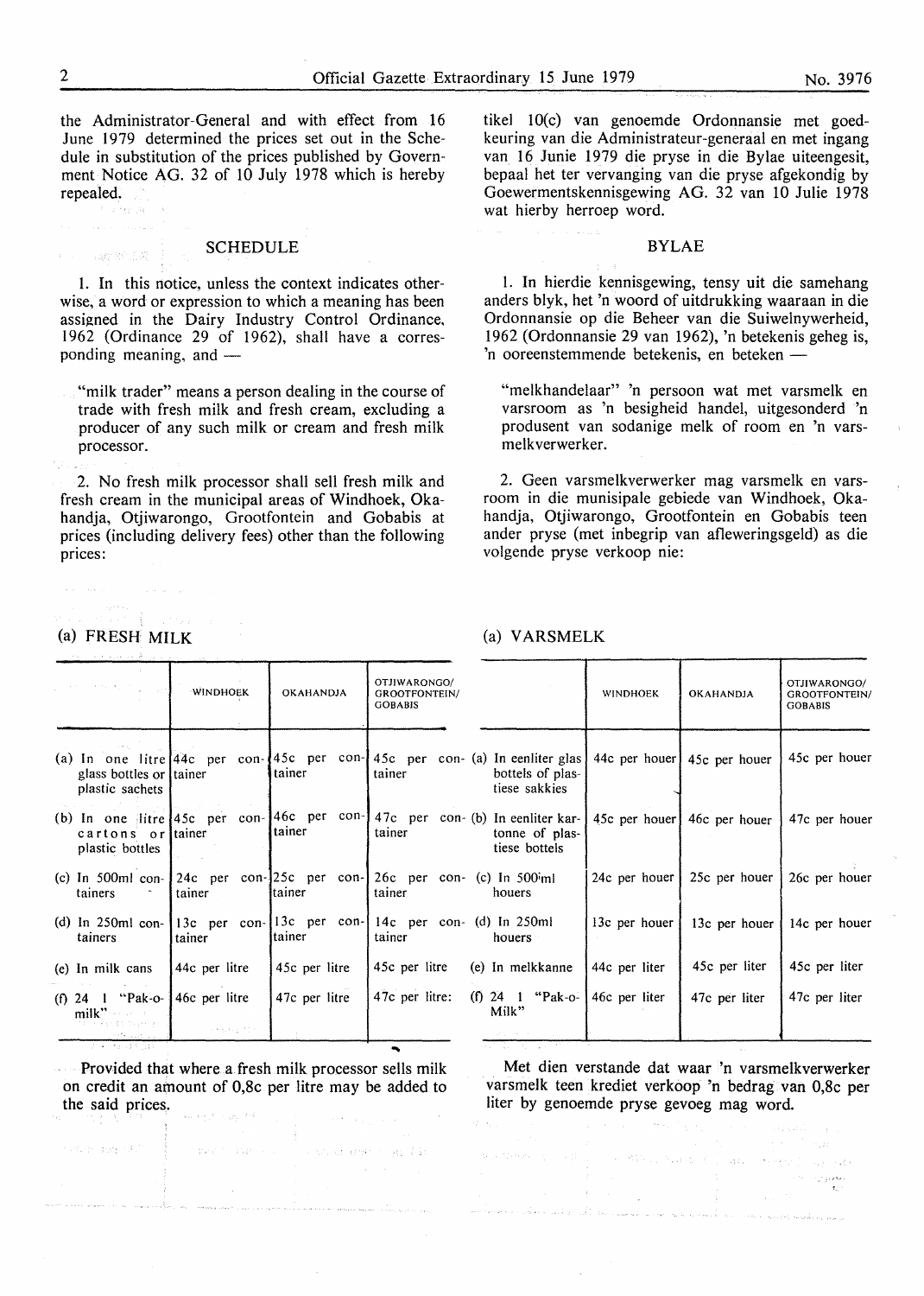the Administrator-General and with effect from 16 June 1979 determined the prices set out in the Schedule in substitution of the prices published by Government Notice AG. 32 of 10 July 1978 which is hereby repealed.

## SCHEDULE

1. In this notice, unless the context indicates otherwise, a word or expression to which a meaning has been assigned in the Dairy Industry Control Ordinance, 1962 (Ordinance 29 of 1962), shall have a corresponding meaning, and —

"milk trader" means a person dealing in the course of trade with fresh milk and fresh cream, excluding a producer of any such milk or cream and fresh milk processor.

2. No fresh milk processor shall sell fresh milk and fresh cream in the municipal areas of Windhoek, Okahandja, Otjiwarongo, Grootfontein and Gobabis at prices (including delivery fees) other than the following prices:

(a) FRESH MILK

| | WINDHOEK | OKAHANDJA | OTJIWARONGO/ GROOTFONTEIN/ GOBABIS |
|---|---|---|---|
| (a) In one litre glass bottles or plastic sachets | 44c per container | 45c per container | 45c per container |
| (b) In one litre cartons or plastic bottles | 45c per container | 46c per container | 47c per container |
| (c) In 500ml containers | 24c per container | 25c per container | 26c per container |
| (d) In 250ml containers | 13c per container | 13c per container | 14c per container |
| (e) In milk cans | 44c per litre | 45c per litre | 45c per litre |
| (f) 24 l "Pak-o-milk" | 46c per litre | 47c per litre | 47c per litre: |

Provided that where a fresh milk processor sells milk on credit an amount of 0,8c per litre may be added to the said prices.

tikel 10(c) van genoemde Ordonnansie met goedkeuring van die Administrateur-generaal en met ingang van 16 Junie 1979 die pryse in die Bylae uiteengesit, bepaal het ter vervanging van die pryse afgekondig by Goewermentskennisgewing AG. 32 van 10 Julie 1978 wat hierby herroep word.

## BYLAE

1. In hierdie kennisgewing, tensy uit die samehang anders blyk, het 'n woord of uitdrukking waaraan in die Ordonnansie op die Beheer van die Suiwelnywerheid, 1962 (Ordonnansie 29 van 1962), 'n betekenis geheg is, 'n ooreenstemmende betekenis, en beteken —

"melkhandelaar" 'n persoon wat met varsmelk en varsroom as 'n besigheid handel, uitgesonderd 'n produsent van sodanige melk of room en 'n varsmelkverwerker.

2. Geen varsmelkverwerker mag varsmelk en varsroom in die munisipale gebiede van Windhoek, Okahandja, Otjiwarongo, Grootfontein en Gobabis teen ander pryse (met inbegrip van afleweringsgeld) as die volgende pryse verkoop nie:

(a) VARSMELK

| | WINDHOEK | OKAHANDJA | OTJIWARONGO/ GROOTFONTEIN/ GOBABIS |
|---|---|---|---|
| (a) In eenliter glas bottels of plastiese sakkies | 44c per houer | 45c per houer | 45c per houer |
| (b) In eenliter kartonne of plastiese bottels | 45c per houer | 46c per houer | 47c per houer |
| (c) In 500ml houers | 24c per houer | 25c per houer | 26c per houer |
| (d) In 250ml houers | 13c per houer | 13c per houer | 14c per houer |
| (e) In melkkanne | 44c per liter | 45c per liter | 45c per liter |
| (f) 24 l "Pak-o-Milk" | 46c per liter | 47c per liter | 47c per liter |

Met dien verstande dat waar 'n varsmelkverwerker varsmelk teen krediet verkoop 'n bedrag van 0,8c per liter by genoemde pryse gevoeg mag word.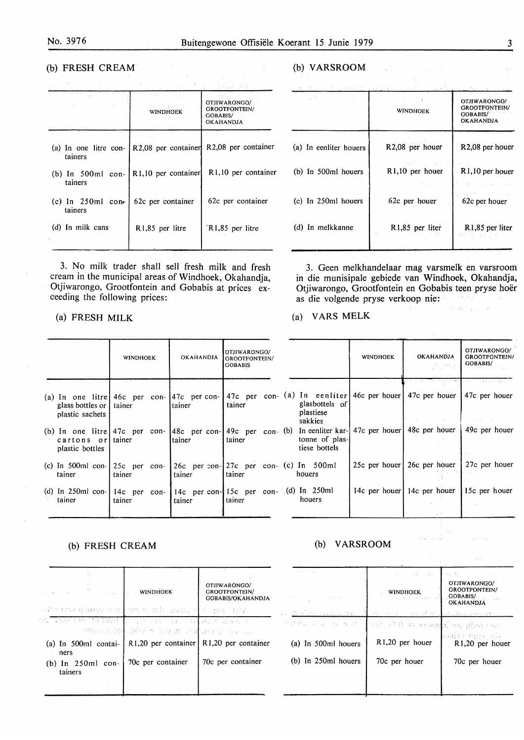(b) FRESH CREAM

| | WINDHOEK | OTJIWARONGO/ GROOTFONTEIN/ GOBABIS/ OKAHANDJA |
|---|---|---|
| (a) In one litre containers | R2,08 per container | R2,08 per container |
| (b) In 500ml containers | R1,10 per container | R1,10 per container |
| (c) In 250ml containers | 62c per container | 62c per container |
| (d) In milk cans | R1,85 per litre | R1,85 per litre |

3. No milk trader shall sell fresh milk and fresh cream in the municipal areas of Windhoek, Okahandja, Otjiwarongo, Grootfontein and Gobabis at prices exceeding the following prices:

(a) FRESH MILK

| | WINDHOEK | OKAHANDJA | OTJIWARONGO/ GROOTFONTEIN/ GOBABIS |
|---|---|---|---|
| (a) In one litre glass bottles or plastic sachets | 46c per container | 47c per container | 47c per container |
| (b) In one litre cartons or plastic bottles | 47c per container | 48c per container | 49c per container |
| (c) In 500ml container | 25c per container | 26c per container | 27c per container |
| (d) In 250ml container | 14c per container | 14c per container | 15c per container |

(b) FRESH CREAM

| | WINDHOEK | OTJIWARONGO/ GROOTFONTEIN/ GOBABIS/OKAHANDJA |
|---|---|---|
| (a) In 500ml containers | R1,20 per container | R1,20 per container |
| (b) In 250ml containers | 70c per container | 70c per container |

(b) VARSROOM

| | WINDHOEK | OTJIWARONGO/ GROOTFONTEIN/ GOBABIS/ OKAHANDJA |
|---|---|---|
| (a) In eenliter houers | R2,08 per houer | R2,08 per houer |
| (b) In 500ml houers | R1,10 per houer | R1,10 per houer |
| (c) In 250ml houers | 62c per houer | 62c per houer |
| (d) In melkkanne | R1,85 per liter | R1,85 per liter |

3. Geen melkhandelaar mag varsmelk en varsroom in die munisipale gebiede van Windhoek, Okahandja, Otjiwarongo, Grootfontein en Gobabis teen pryse hoër as die volgende pryse verkoop nie:

(a) VARS MELK

| | WINDHOEK | OKAHANDJA | OTJIWARONGO/ GROOTFONTEIN/ GOBABIS/ |
|---|---|---|---|
| (a) In eenliter glasbottels of plastiese sakkies | 46c per houer | 47c per houer | 47c per houer |
| (b) In eenliter kartonne of plastiese bottels | 47c per houer | 48c per houer | 49c per houer |
| (c) In 500ml houers | 25c per houer | 26c per houer | 27c per houer |
| (d) In 250ml houers | 14c per houer | 14c per houer | 15c per houer |

(b) VARSROOM

| | WINDHOEK | OTJIWARONGO/ GROOTFONTEIN/ GOBABIS/ OKAHANDJA |
|---|---|---|
| (a) In 500ml houers | R1,20 per houer | R1,20 per houer |
| (b) In 250ml houers | 70c per houer | 70c per houer |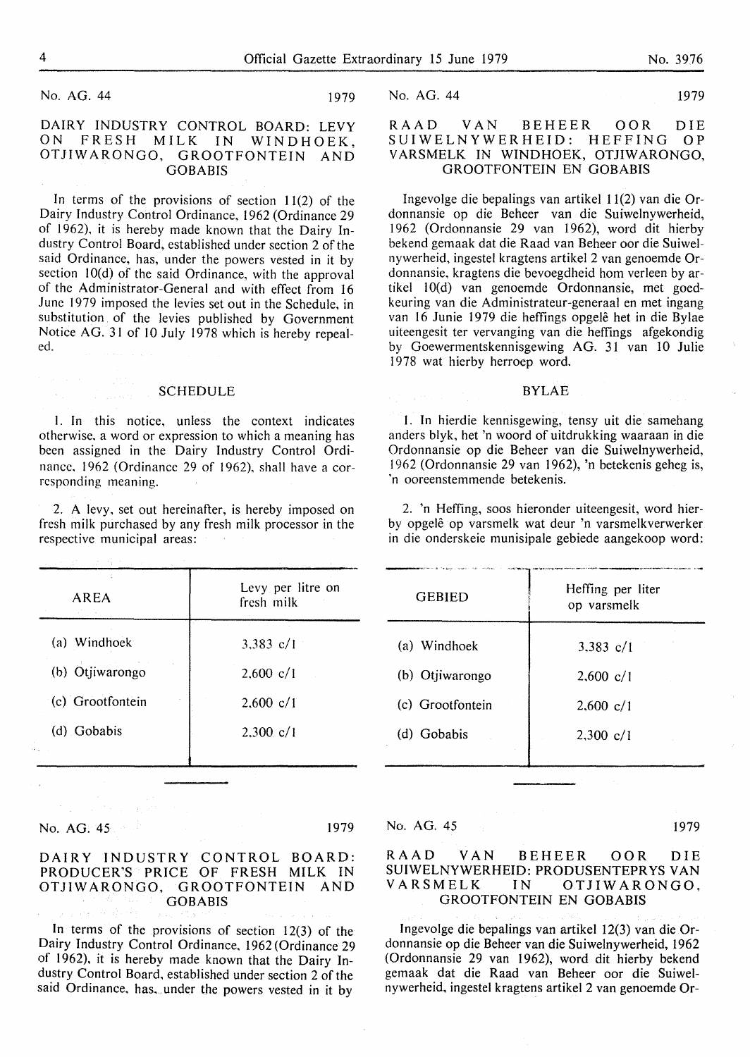No. AG. 44 1979

### DAIRY INDUSTRY CONTROL BOARD: LEVY ON FRESH MILK IN WINDHOEK, OTJIWARONGO, GROOTFONTEIN AND GOBABIS

In terms of the provisions of section 11(2) of the Dairy Industry Control Ordinance, 1962 (Ordinance 29 of 1962), it is hereby made known that the Dairy Industry Control Board, established under section 2 of the said Ordinance, has, under the powers vested in it by section 10(d) of the said Ordinance, with the approval of the Administrator-General and with effect from 16 June 1979 imposed the levies set out in the Schedule, in substitution of the levies published by Government Notice AG. 31 of 10 July 1978 which is hereby repealed.

#### SCHEDULE

1. In this notice, unless the context indicates otherwise, a word or expression to which a meaning has been assigned in the Dairy Industry Control Ordinance, 1962 (Ordinance 29 of 1962), shall have a corresponding meaning.

2. A levy, set out hereinafter, is hereby imposed on fresh milk purchased by any fresh milk processor in the respective municipal areas:

| AREA | Levy per litre on fresh milk |
|---|---|
| (a) Windhoek | 3,383 c/l |
| (b) Otjiwarongo | 2,600 c/l |
| (c) Grootfontein | 2,600 c/l |
| (d) Gobabis | 2,300 c/l |

No. AG. 44 1979

### RAAD VAN BEHEER OOR DIE SUIWELNYWERHEID: HEFFING OP VARSMELK IN WINDHOEK, OTJIWARONGO, GROOTFONTEIN EN GOBABIS

Ingevolge die bepalings van artikel 11(2) van die Ordonnansie op die Beheer van die Suiwelnywerheid, 1962 (Ordonnansie 29 van 1962), word dit hierby bekend gemaak dat die Raad van Beheer oor die Suiwelnywerheid, ingestel kragtens artikel 2 van genoemde Ordonnansie, kragtens die bevoegdheid hom verleen by artikel 10(d) van genoemde Ordonnansie, met goedkeuring van die Administrateur-generaal en met ingang van 16 Junie 1979 die heffings opgelê het in die Bylae uiteengesit ter vervanging van die heffings afgekondig by Goewermentskennisgewing AG. 31 van 10 Julie 1978 wat hierby herroep word.

#### BYLAE

1. In hierdie kennisgewing, tensy uit die samehang anders blyk, het 'n woord of uitdrukking waaraan in die Ordonnansie op die Beheer van die Suiwelnywerheid, 1962 (Ordonnansie 29 van 1962), 'n betekenis geheg is, 'n ooreenstemmende betekenis.

2. 'n Heffing, soos hieronder uiteengesit, word hierby opgelê op varsmelk wat deur 'n varsmelkverwerker in die onderskeie munisipale gebiede aangekoop word:

| GEBIED | Heffing per liter op varsmelk |
|---|---|
| (a) Windhoek | 3,383 c/l |
| (b) Otjiwarongo | 2,600 c/l |
| (c) Grootfontein | 2,600 c/l |
| (d) Gobabis | 2,300 c/l |

---

No. AG. 45 1979

### DAIRY INDUSTRY CONTROL BOARD: PRODUCER'S PRICE OF FRESH MILK IN OTJIWARONGO, GROOTFONTEIN AND GOBABIS

In terms of the provisions of section 12(3) of the Dairy Industry Control Ordinance, 1962 (Ordinance 29 of 1962), it is hereby made known that the Dairy Industry Control Board, established under section 2 of the said Ordinance, has, under the powers vested in it by

No. AG. 45 1979

### RAAD VAN BEHEER OOR DIE SUIWELNYWERHEID: PRODUSENTEPRYS VAN VARSMELK IN OTJIWARONGO, GROOTFONTEIN EN GOBABIS

Ingevolge die bepalings van artikel 12(3) van die Ordonnansie op die Beheer van die Suiwelnywerheid, 1962 (Ordonnansie 29 van 1962), word dit hierby bekend gemaak dat die Raad van Beheer oor die Suiwelnywerheid, ingestel kragtens artikel 2 van genoemde Or-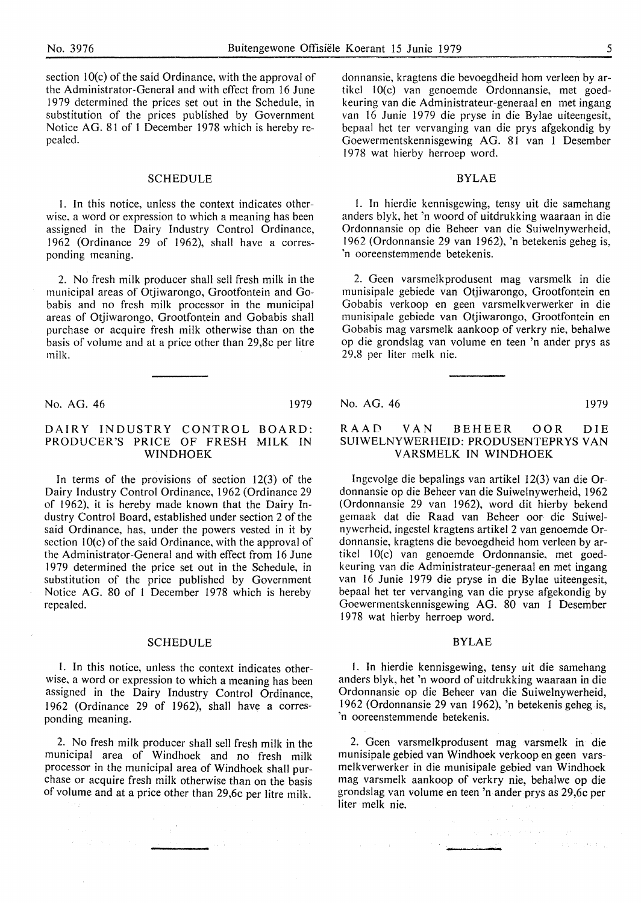section 10(c) of the said Ordinance, with the approval of the Administrator-General and with effect from 16 June 1979 determined the prices set out in the Schedule, in substitution of the prices published by Government Notice AG. 81 of 1 December 1978 which is hereby repealed.

SCHEDULE

1. In this notice, unless the context indicates otherwise, a word or expression to which a meaning has been assigned in the Dairy Industry Control Ordinance, 1962 (Ordinance 29 of 1962), shall have a corresponding meaning.

2. No fresh milk producer shall sell fresh milk in the municipal areas of Otjiwarongo, Grootfontein and Gobabis and no fresh milk processor in the municipal areas of Otjiwarongo, Grootfontein and Gobabis shall purchase or acquire fresh milk otherwise than on the basis of volume and at a price other than 29,8c per litre milk.

donnansie, kragtens die bevoegdheid hom verleen by artikel 10(c) van genoemde Ordonnansie, met goedkeuring van die Administrateur-generaal en met ingang van 16 Junie 1979 die pryse in die Bylae uiteengesit, bepaal het ter vervanging van die prys afgekondig by Goewermentskennisgewing AG. 81 van 1 Desember 1978 wat hierby herroep word.

BYLAE

1. In hierdie kennisgewing, tensy uit die samehang anders blyk, het 'n woord of uitdrukking waaraan in die Ordonnansie op die Beheer van die Suiwelnywerheid, 1962 (Ordonnansie 29 van 1962), 'n betekenis geheg is, 'n ooreenstemmende betekenis.

2. Geen varsmelkprodusent mag varsmelk in die munisipale gebiede van Otjiwarongo, Grootfontein en Gobabis verkoop en geen varsmelkverwerker in die munisipale gebiede van Otjiwarongo, Grootfontein en Gobabis mag varsmelk aankoop of verkry nie, behalwe op die grondslag van volume en teen 'n ander prys as 29,8 per liter melk nie.

No. AG. 46 1979

## DAIRY INDUSTRY CONTROL BOARD: PRODUCER'S PRICE OF FRESH MILK IN WINDHOEK

In terms of the provisions of section 12(3) of the Dairy Industry Control Ordinance, 1962 (Ordinance 29 of 1962), it is hereby made known that the Dairy Industry Control Board, established under section 2 of the said Ordinance, has, under the powers vested in it by section 10(c) of the said Ordinance, with the approval of the Administrator-General and with effect from 16 June 1979 determined the price set out in the Schedule, in substitution of the price published by Government Notice AG. 80 of 1 December 1978 which is hereby repealed.

SCHEDULE

1. In this notice, unless the context indicates otherwise, a word or expression to which a meaning has been assigned in the Dairy Industry Control Ordinance, 1962 (Ordinance 29 of 1962), shall have a corresponding meaning.

2. No fresh milk producer shall sell fresh milk in the municipal area of Windhoek and no fresh milk processor in the municipal area of Windhoek shall purchase or acquire fresh milk otherwise than on the basis of volume and at a price other than 29,6c per litre milk.

No. AG. 46 1979

## RAAD VAN BEHEER OOR DIE SUIWELNYWERHEID: PRODUSENTEPRYS VAN VARSMELK IN WINDHOEK

Ingevolge die bepalings van artikel 12(3) van die Ordonnansie op die Beheer van die Suiwelnywerheid, 1962 (Ordonnansie 29 van 1962), word dit hierby bekend gemaak dat die Raad van Beheer oor die Suiwelnywerheid, ingestel kragtens artikel 2 van genoemde Ordonnansie, kragtens die bevoegdheid hom verleen by artikel 10(c) van genoemde Ordonnansie, met goedkeuring van die Administrateur-generaal en met ingang van 16 Junie 1979 die pryse in die Bylae uiteengesit, bepaal het ter vervanging van die pryse afgekondig by Goewermentskennisgewing AG. 80 van 1 Desember 1978 wat hierby herroep word.

BYLAE

1. In hierdie kennisgewing, tensy uit die samehang anders blyk, het 'n woord of uitdrukking waaraan in die Ordonnansie op die Beheer van die Suiwelnywerheid, 1962 (Ordonnansie 29 van 1962), 'n betekenis geheg is, 'n ooreenstemmende betekenis.

2. Geen varsmelkprodusent mag varsmelk in die munisipale gebied van Windhoek verkoop en geen varsmelkverwerker in die munisipale gebied van Windhoek mag varsmelk aankoop of verkry nie, behalwe op die grondslag van volume en teen 'n ander prys as 29,6c per liter melk nie.